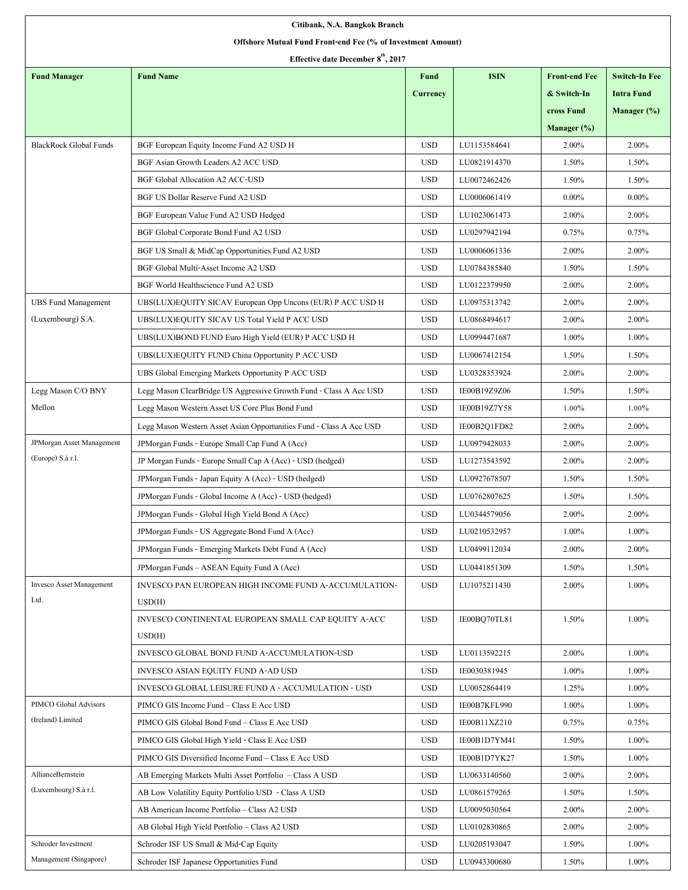**Citibank, N.A. Bangkok Branch**

**Offshore Mutual Fund Front-end Fee (% of Investment Amount)**

**Effective date December 8th, 2017**

| Fund Manager | Fund Name | Fund Currency | ISIN | Front-end Fee & Switch-In cross Fund Manager (%) | Switch-In Fee Intra Fund Manager (%) |
|---|---|---|---|---|---|
| BlackRock Global Funds | BGF European Equity Income Fund A2 USD H | USD | LU1153584641 | 2.00% | 2.00% |
| | BGF Asian Growth Leaders A2 ACC USD | USD | LU0821914370 | 1.50% | 1.50% |
| | BGF Global Allocation A2 ACC-USD | USD | LU0072462426 | 1.50% | 1.50% |
| | BGF US Dollar Reserve Fund A2 USD | USD | LU0006061419 | 0.00% | 0.00% |
| | BGF European Value Fund A2 USD Hedged | USD | LU1023061473 | 2.00% | 2.00% |
| | BGF Global Corporate Bond Fund A2 USD | USD | LU0297942194 | 0.75% | 0.75% |
| | BGF US Small & MidCap Opportunities Fund A2 USD | USD | LU0006061336 | 2.00% | 2.00% |
| | BGF Global Multi-Asset Income A2 USD | USD | LU0784385840 | 1.50% | 1.50% |
| | BGF World Healthscience Fund A2 USD | USD | LU0122379950 | 2.00% | 2.00% |
| UBS Fund Management (Luxembourg) S.A. | UBS(LUX)EQUITY SICAV European Opp Uncons (EUR) P ACC USD H | USD | LU0975313742 | 2.00% | 2.00% |
| | UBS(LUX)EQUITY SICAV US Total Yield P ACC USD | USD | LU0868494617 | 2.00% | 2.00% |
| | UBS(LUX)BOND FUND Euro High Yield (EUR) P ACC USD H | USD | LU0994471687 | 1.00% | 1.00% |
| | UBS(LUX)EQUITY FUND China Opportunity P ACC USD | USD | LU0067412154 | 1.50% | 1.50% |
| | UBS Global Emerging Markets Opportunity P ACC USD | USD | LU0328353924 | 2.00% | 2.00% |
| Legg Mason C/O BNY Mellon | Legg Mason ClearBridge US Aggressive Growth Fund - Class A Acc USD | USD | IE00B19Z9Z06 | 1.50% | 1.50% |
| | Legg Mason Western Asset US Core Plus Bond Fund | USD | IE00B19Z7Y58 | 1.00% | 1.00% |
| | Legg Mason Western Asset Asian Opportunities Fund - Class A Acc USD | USD | IE00B2Q1FD82 | 2.00% | 2.00% |
| JPMorgan Asset Management (Europe) S.à r.l. | JPMorgan Funds - Europe Small Cap Fund A (Acc) | USD | LU0979428033 | 2.00% | 2.00% |
| | JP Morgan Funds - Europe Small Cap A (Acc) - USD (hedged) | USD | LU1273543592 | 2.00% | 2.00% |
| | JPMorgan Funds - Japan Equity A (Acc) - USD (hedged) | USD | LU0927678507 | 1.50% | 1.50% |
| | JPMorgan Funds - Global Income A (Acc) - USD (hedged) | USD | LU0762807625 | 1.50% | 1.50% |
| | JPMorgan Funds - Global High Yield Bond A (Acc) | USD | LU0344579056 | 2.00% | 2.00% |
| | JPMorgan Funds - US Aggregate Bond Fund A (Acc) | USD | LU0210532957 | 1.00% | 1.00% |
| | JPMorgan Funds - Emerging Markets Debt Fund A (Acc) | USD | LU0499112034 | 2.00% | 2.00% |
| | JPMorgan Funds – ASEAN Equity Fund A (Acc) | USD | LU0441851309 | 1.50% | 1.50% |
| Invesco Asset Management Ltd. | INVESCO PAN EUROPEAN HIGH INCOME FUND A-ACCUMULATION-USD(H) | USD | LU1075211430 | 2.00% | 1.00% |
| | INVESCO CONTINENTAL EUROPEAN SMALL CAP EQUITY A-ACC USD(H) | USD | IE00BQ70TL81 | 1.50% | 1.00% |
| | INVESCO GLOBAL BOND FUND A-ACCUMULATION-USD | USD | LU0113592215 | 2.00% | 1.00% |
| | INVESCO ASIAN EQUITY FUND A-AD USD | USD | IE0030381945 | 1.00% | 1.00% |
| | INVESCO GLOBAL LEISURE FUND A - ACCUMULATION - USD | USD | LU0052864419 | 1.25% | 1.00% |
| PIMCO Global Advisors (Ireland) Limited | PIMCO GIS Income Fund – Class E Acc USD | USD | IE00B7KFL990 | 1.00% | 1.00% |
| | PIMCO GIS Global Bond Fund – Class E Acc USD | USD | IE00B11XZ210 | 0.75% | 0.75% |
| | PIMCO GIS Global High Yield - Class E Acc USD | USD | IE00B1D7YM41 | 1.50% | 1.00% |
| | PIMCO GIS Diversified Income Fund – Class E Acc USD | USD | IE00B1D7YK27 | 1.50% | 1.00% |
| AllianceBernstein (Luxembourg) S.à r.l. | AB Emerging Markets Multi Asset Portfolio – Class A USD | USD | LU0633140560 | 2.00% | 2.00% |
| | AB Low Volatility Equity Portfolio USD - Class A USD | USD | LU0861579265 | 1.50% | 1.50% |
| | AB American Income Portfolio – Class A2 USD | USD | LU0095030564 | 2.00% | 2.00% |
| | AB Global High Yield Portfolio – Class A2 USD | USD | LU0102830865 | 2.00% | 2.00% |
| Schroder Investment Management (Singapore) | Schroder ISF US Small & Mid-Cap Equity | USD | LU0205193047 | 1.50% | 1.00% |
| | Schroder ISF Japanese Opportunities Fund | USD | LU0943300680 | 1.50% | 1.00% |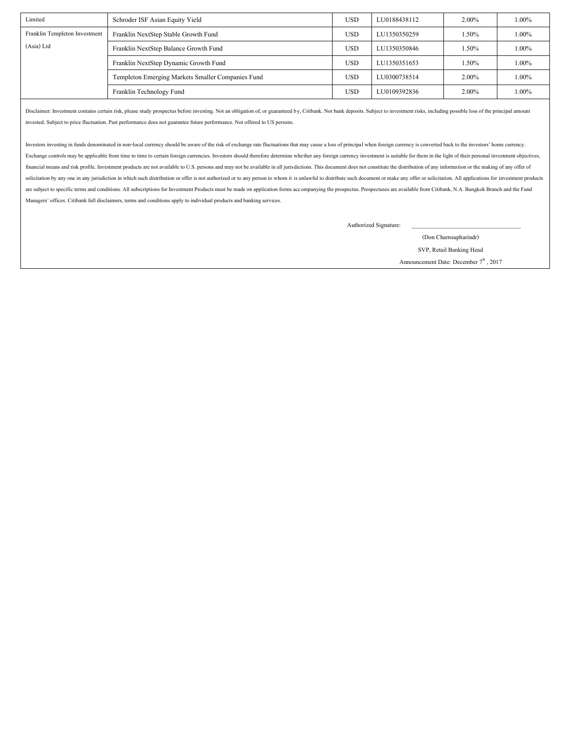| | | | | | |
|---|---|---|---|---|---|
| Limited | Schroder ISF Asian Equity Yield | USD | LU0188438112 | 2.00% | 1.00% |
| Franklin Templeton Investment (Asia) Ltd | Franklin NextStep Stable Growth Fund | USD | LU1350350259 | 1.50% | 1.00% |
| | Franklin NextStep Balance Growth Fund | USD | LU1350350846 | 1.50% | 1.00% |
| | Franklin NextStep Dynamic Growth Fund | USD | LU1350351653 | 1.50% | 1.00% |
| | Templeton Emerging Markets Smaller Companies Fund | USD | LU0300738514 | 2.00% | 1.00% |
| | Franklin Technology Fund | USD | LU0109392836 | 2.00% | 1.00% |

Disclaimer: Investment contains certain risk, please study prospectus before investing. Not an obligation of, or guaranteed by, Citibank. Not bank deposits. Subject to investment risks, including possible loss of the principal amount invested. Subject to price fluctuation. Past performance does not guarantee future performance. Not offered to US persons.

Investors investing in funds denominated in non-local currency should be aware of the risk of exchange rate fluctuations that may cause a loss of principal when foreign currency is converted back to the investors' home currency. Exchange controls may be applicable from time to time to certain foreign currencies. Investors should therefore determine whether any foreign currency investment is suitable for them in the light of their personal investment objectives, financial means and risk profile. Investment products are not available to U.S. persons and may not be available in all jurisdictions. This document does not constitute the distribution of any information or the making of any offer of solicitation by any one in any jurisdiction in which such distribution or offer is not authorized or to any person to whom it is unlawful to distribute such document or make any offer or solicitation. All applications for investment products are subject to specific terms and conditions. All subscriptions for Investment Products must be made on application forms accompanying the prospectus. Prospectuses are available from Citibank, N.A. Bangkok Branch and the Fund Managers' offices. Citibank full disclaimers, terms and conditions apply to individual products and banking services.

Authorized Signature: ______________________________

(Don Charnsupharindr)

SVP, Retail Banking Head

Announcement Date: December 7th, 2017